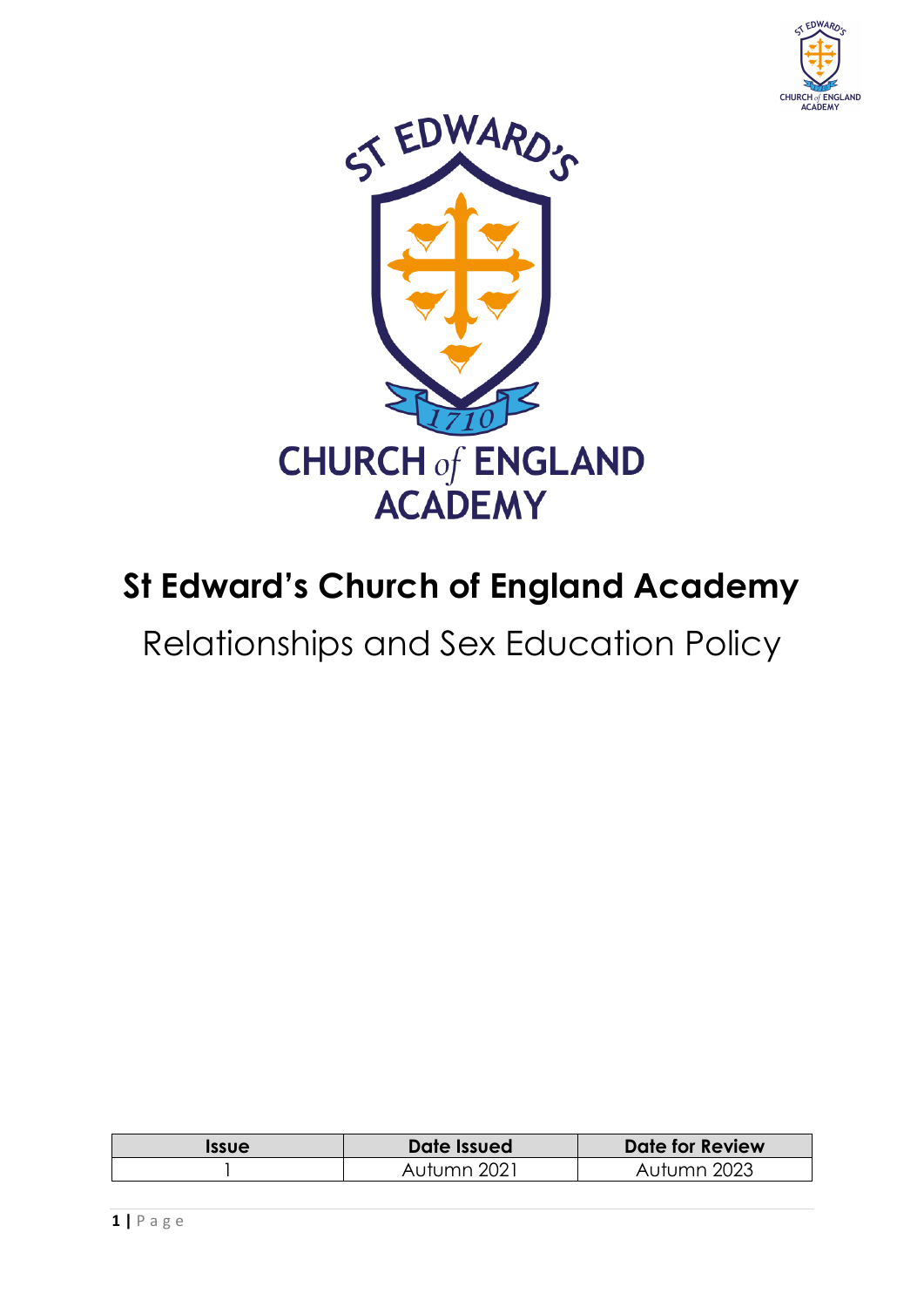# St Edward's Church of England Academy

## Relationships and Sex Education Policy

| Issue | Date Issued | Date for Review |
|---|---|---|
| 1 | Autumn 2021 | Autumn 2023 |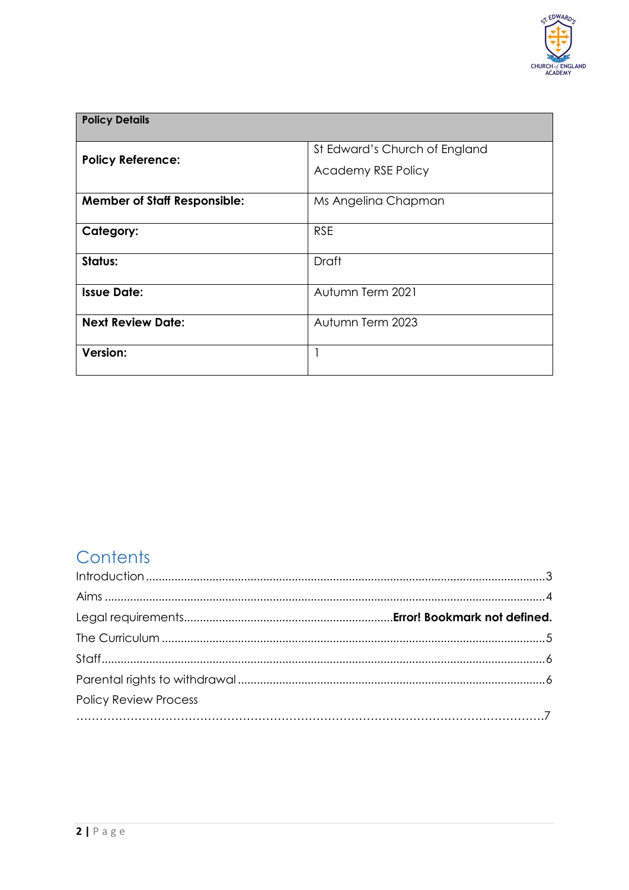| Policy Details | |
|---|---|
| **Policy Reference:** | St Edward's Church of England Academy RSE Policy |
| **Member of Staff Responsible:** | Ms Angelina Chapman |
| **Category:** | RSE |
| **Status:** | Draft |
| **Issue Date:** | Autumn Term 2021 |
| **Next Review Date:** | Autumn Term 2023 |
| **Version:** | 1 |

## Contents

Introduction ........................................................................................................................3

Aims ....................................................................................................................................4

Legal requirements..................................................................**Error! Bookmark not defined.**

The Curriculum ....................................................................................................................5

Staff......................................................................................................................................6

Parental rights to withdrawal ..............................................................................................6

Policy Review Process ........................................................................................................7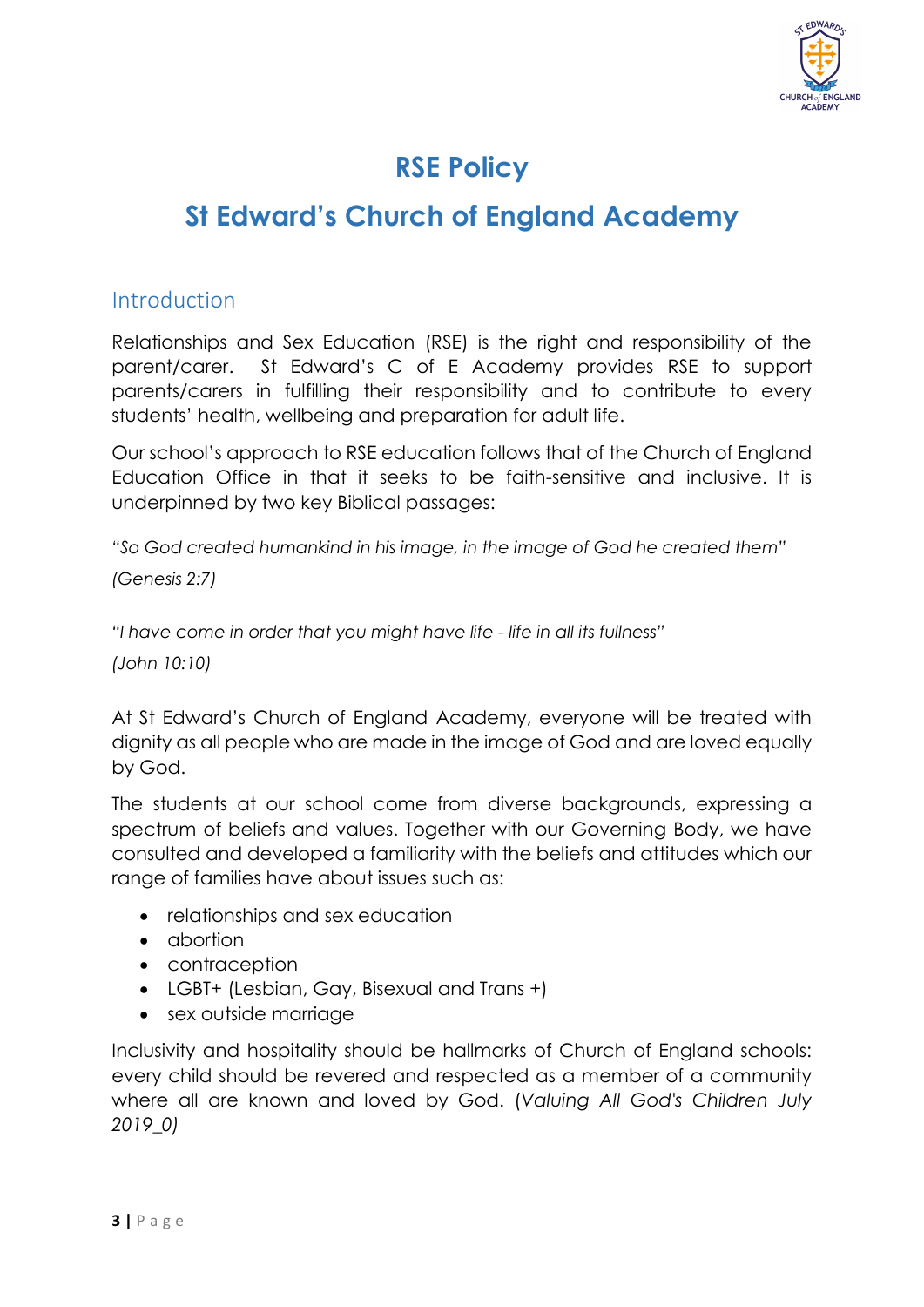# RSE Policy

# St Edward's Church of England Academy

## Introduction

Relationships and Sex Education (RSE) is the right and responsibility of the parent/carer. St Edward's C of E Academy provides RSE to support parents/carers in fulfilling their responsibility and to contribute to every students' health, wellbeing and preparation for adult life.

Our school's approach to RSE education follows that of the Church of England Education Office in that it seeks to be faith-sensitive and inclusive. It is underpinned by two key Biblical passages:

*"So God created humankind in his image, in the image of God he created them"*

*(Genesis 2:7)*

*"I have come in order that you might have life - life in all its fullness"*

*(John 10:10)*

At St Edward's Church of England Academy, everyone will be treated with dignity as all people who are made in the image of God and are loved equally by God.

The students at our school come from diverse backgrounds, expressing a spectrum of beliefs and values. Together with our Governing Body, we have consulted and developed a familiarity with the beliefs and attitudes which our range of families have about issues such as:

- relationships and sex education
- abortion
- contraception
- LGBT+ (Lesbian, Gay, Bisexual and Trans +)
- sex outside marriage

Inclusivity and hospitality should be hallmarks of Church of England schools: every child should be revered and respected as a member of a community where all are known and loved by God. (*Valuing All God's Children July 2019_0)*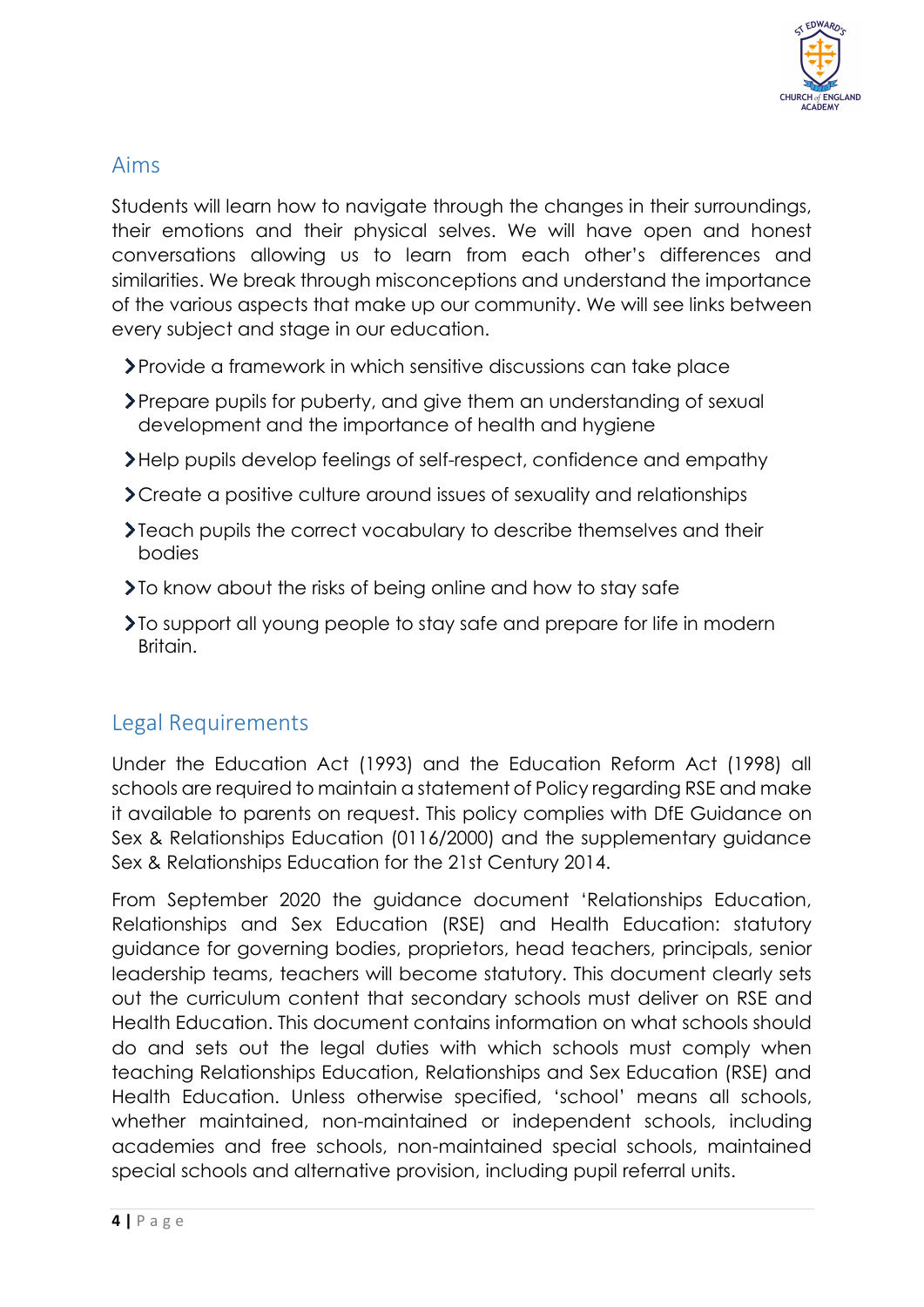## Aims

Students will learn how to navigate through the changes in their surroundings, their emotions and their physical selves. We will have open and honest conversations allowing us to learn from each other's differences and similarities. We break through misconceptions and understand the importance of the various aspects that make up our community. We will see links between every subject and stage in our education.

- Provide a framework in which sensitive discussions can take place
- Prepare pupils for puberty, and give them an understanding of sexual development and the importance of health and hygiene
- Help pupils develop feelings of self-respect, confidence and empathy
- Create a positive culture around issues of sexuality and relationships
- Teach pupils the correct vocabulary to describe themselves and their bodies
- To know about the risks of being online and how to stay safe
- To support all young people to stay safe and prepare for life in modern Britain.

## Legal Requirements

Under the Education Act (1993) and the Education Reform Act (1998) all schools are required to maintain a statement of Policy regarding RSE and make it available to parents on request. This policy complies with DfE Guidance on Sex & Relationships Education (0116/2000) and the supplementary guidance Sex & Relationships Education for the 21st Century 2014.

From September 2020 the guidance document 'Relationships Education, Relationships and Sex Education (RSE) and Health Education: statutory guidance for governing bodies, proprietors, head teachers, principals, senior leadership teams, teachers will become statutory. This document clearly sets out the curriculum content that secondary schools must deliver on RSE and Health Education. This document contains information on what schools should do and sets out the legal duties with which schools must comply when teaching Relationships Education, Relationships and Sex Education (RSE) and Health Education. Unless otherwise specified, 'school' means all schools, whether maintained, non-maintained or independent schools, including academies and free schools, non-maintained special schools, maintained special schools and alternative provision, including pupil referral units.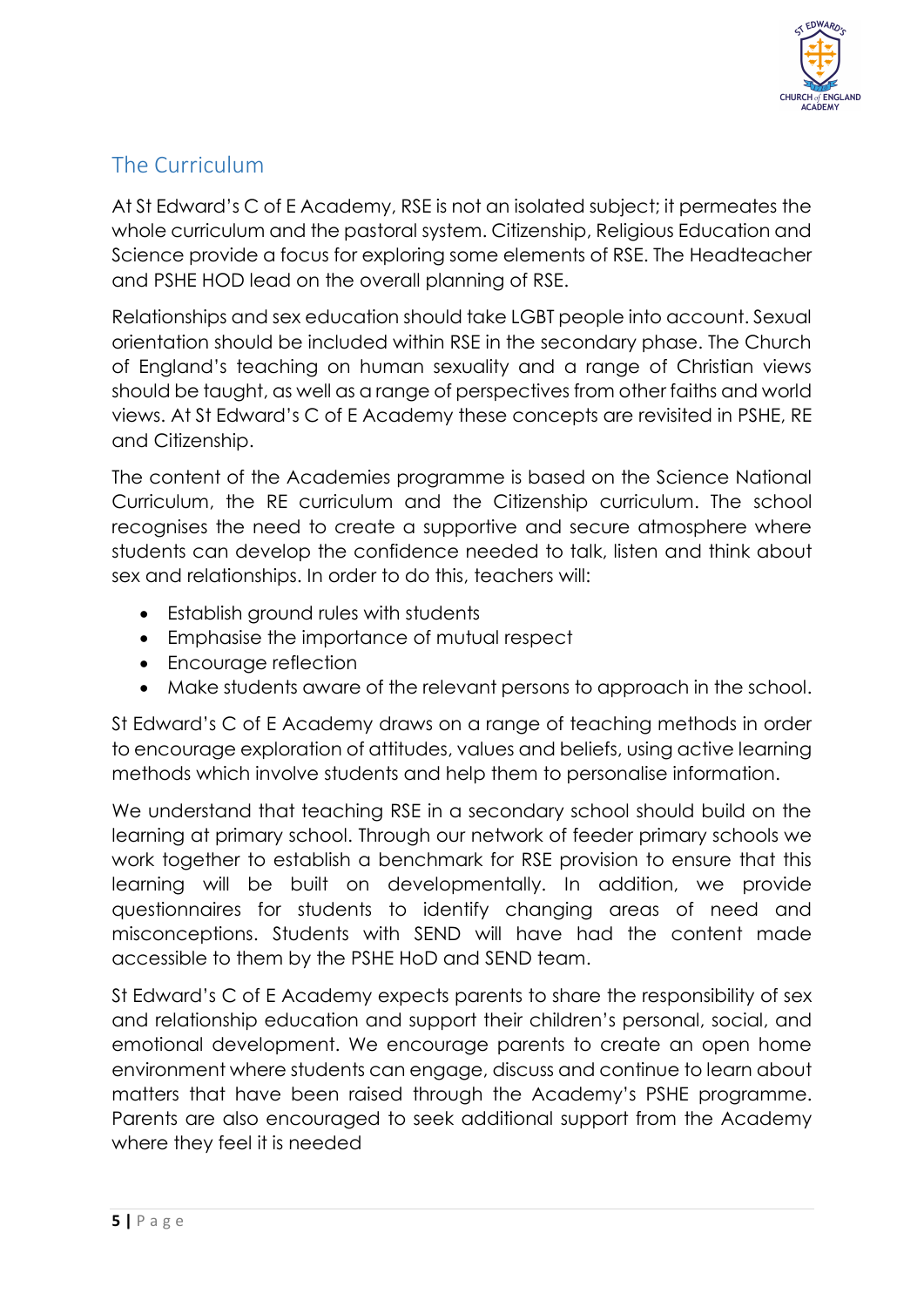## The Curriculum

At St Edward's C of E Academy, RSE is not an isolated subject; it permeates the whole curriculum and the pastoral system. Citizenship, Religious Education and Science provide a focus for exploring some elements of RSE. The Headteacher and PSHE HOD lead on the overall planning of RSE.

Relationships and sex education should take LGBT people into account. Sexual orientation should be included within RSE in the secondary phase. The Church of England's teaching on human sexuality and a range of Christian views should be taught, as well as a range of perspectives from other faiths and world views. At St Edward's C of E Academy these concepts are revisited in PSHE, RE and Citizenship.

The content of the Academies programme is based on the Science National Curriculum, the RE curriculum and the Citizenship curriculum. The school recognises the need to create a supportive and secure atmosphere where students can develop the confidence needed to talk, listen and think about sex and relationships. In order to do this, teachers will:

- Establish ground rules with students
- Emphasise the importance of mutual respect
- Encourage reflection
- Make students aware of the relevant persons to approach in the school.

St Edward's C of E Academy draws on a range of teaching methods in order to encourage exploration of attitudes, values and beliefs, using active learning methods which involve students and help them to personalise information.

We understand that teaching RSE in a secondary school should build on the learning at primary school. Through our network of feeder primary schools we work together to establish a benchmark for RSE provision to ensure that this learning will be built on developmentally. In addition, we provide questionnaires for students to identify changing areas of need and misconceptions. Students with SEND will have had the content made accessible to them by the PSHE HoD and SEND team.

St Edward's C of E Academy expects parents to share the responsibility of sex and relationship education and support their children's personal, social, and emotional development. We encourage parents to create an open home environment where students can engage, discuss and continue to learn about matters that have been raised through the Academy's PSHE programme. Parents are also encouraged to seek additional support from the Academy where they feel it is needed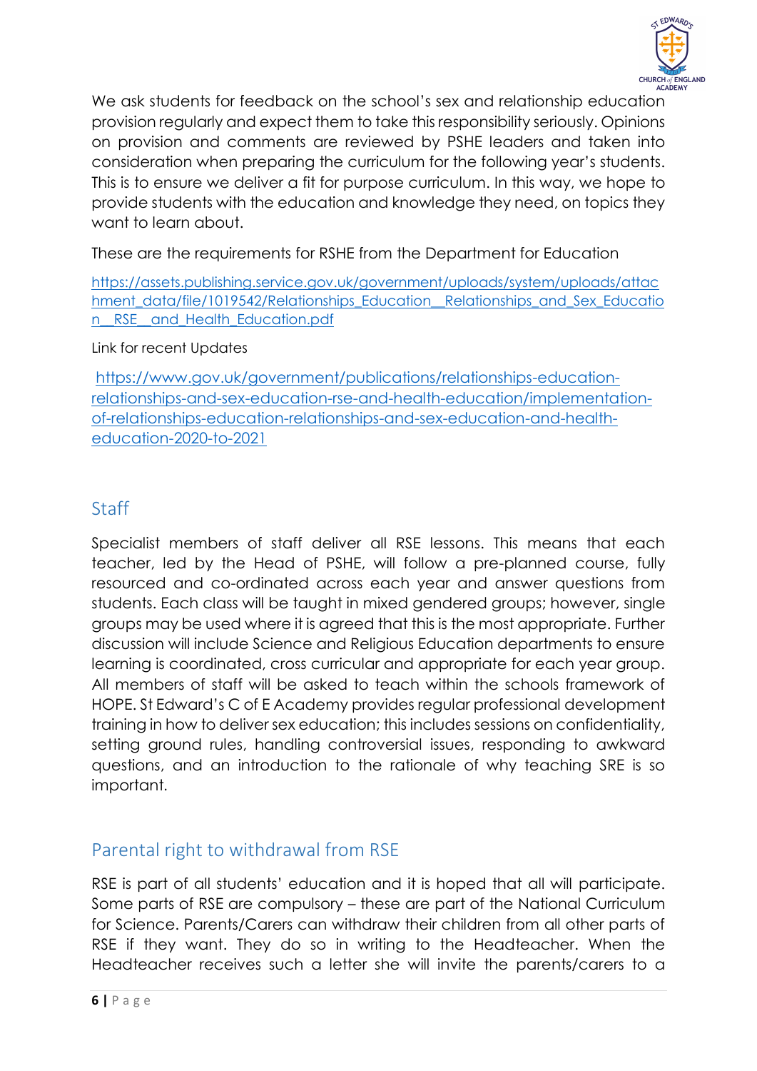We ask students for feedback on the school's sex and relationship education provision regularly and expect them to take this responsibility seriously. Opinions on provision and comments are reviewed by PSHE leaders and taken into consideration when preparing the curriculum for the following year's students. This is to ensure we deliver a fit for purpose curriculum. In this way, we hope to provide students with the education and knowledge they need, on topics they want to learn about.

These are the requirements for RSHE from the Department for Education

https://assets.publishing.service.gov.uk/government/uploads/system/uploads/attachment_data/file/1019542/Relationships_Education__Relationships_and_Sex_Education__RSE__and_Health_Education.pdf

Link for recent Updates

https://www.gov.uk/government/publications/relationships-education-relationships-and-sex-education-rse-and-health-education/implementation-of-relationships-education-relationships-and-sex-education-and-health-education-2020-to-2021

## Staff

Specialist members of staff deliver all RSE lessons. This means that each teacher, led by the Head of PSHE, will follow a pre-planned course, fully resourced and co-ordinated across each year and answer questions from students. Each class will be taught in mixed gendered groups; however, single groups may be used where it is agreed that this is the most appropriate. Further discussion will include Science and Religious Education departments to ensure learning is coordinated, cross curricular and appropriate for each year group. All members of staff will be asked to teach within the schools framework of HOPE. St Edward's C of E Academy provides regular professional development training in how to deliver sex education; this includes sessions on confidentiality, setting ground rules, handling controversial issues, responding to awkward questions, and an introduction to the rationale of why teaching SRE is so important.

## Parental right to withdrawal from RSE

RSE is part of all students' education and it is hoped that all will participate. Some parts of RSE are compulsory – these are part of the National Curriculum for Science. Parents/Carers can withdraw their children from all other parts of RSE if they want. They do so in writing to the Headteacher. When the Headteacher receives such a letter she will invite the parents/carers to a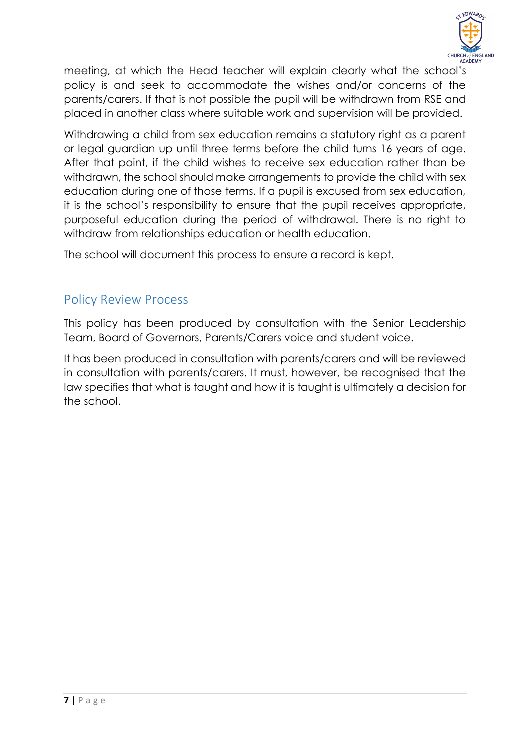meeting, at which the Head teacher will explain clearly what the school's policy is and seek to accommodate the wishes and/or concerns of the parents/carers. If that is not possible the pupil will be withdrawn from RSE and placed in another class where suitable work and supervision will be provided.

Withdrawing a child from sex education remains a statutory right as a parent or legal guardian up until three terms before the child turns 16 years of age. After that point, if the child wishes to receive sex education rather than be withdrawn, the school should make arrangements to provide the child with sex education during one of those terms. If a pupil is excused from sex education, it is the school's responsibility to ensure that the pupil receives appropriate, purposeful education during the period of withdrawal. There is no right to withdraw from relationships education or health education.

The school will document this process to ensure a record is kept.

## Policy Review Process

This policy has been produced by consultation with the Senior Leadership Team, Board of Governors, Parents/Carers voice and student voice.

It has been produced in consultation with parents/carers and will be reviewed in consultation with parents/carers. It must, however, be recognised that the law specifies that what is taught and how it is taught is ultimately a decision for the school.